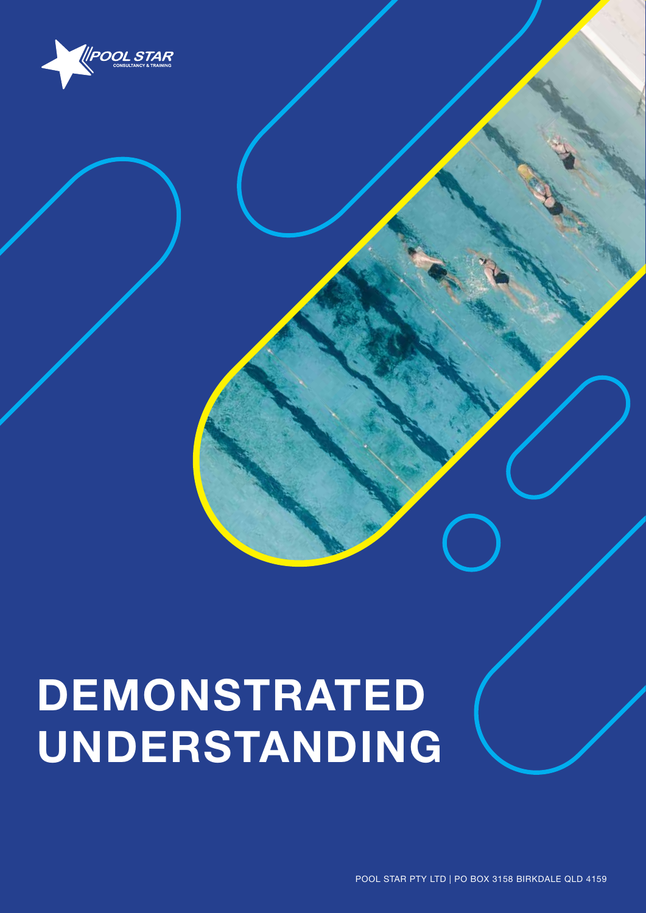POOL STAR
CONSULTANCY & TRAINING

# DEMONSTRATED UNDERSTANDING

POOL STAR PTY LTD | PO BOX 3158 BIRKDALE QLD 4159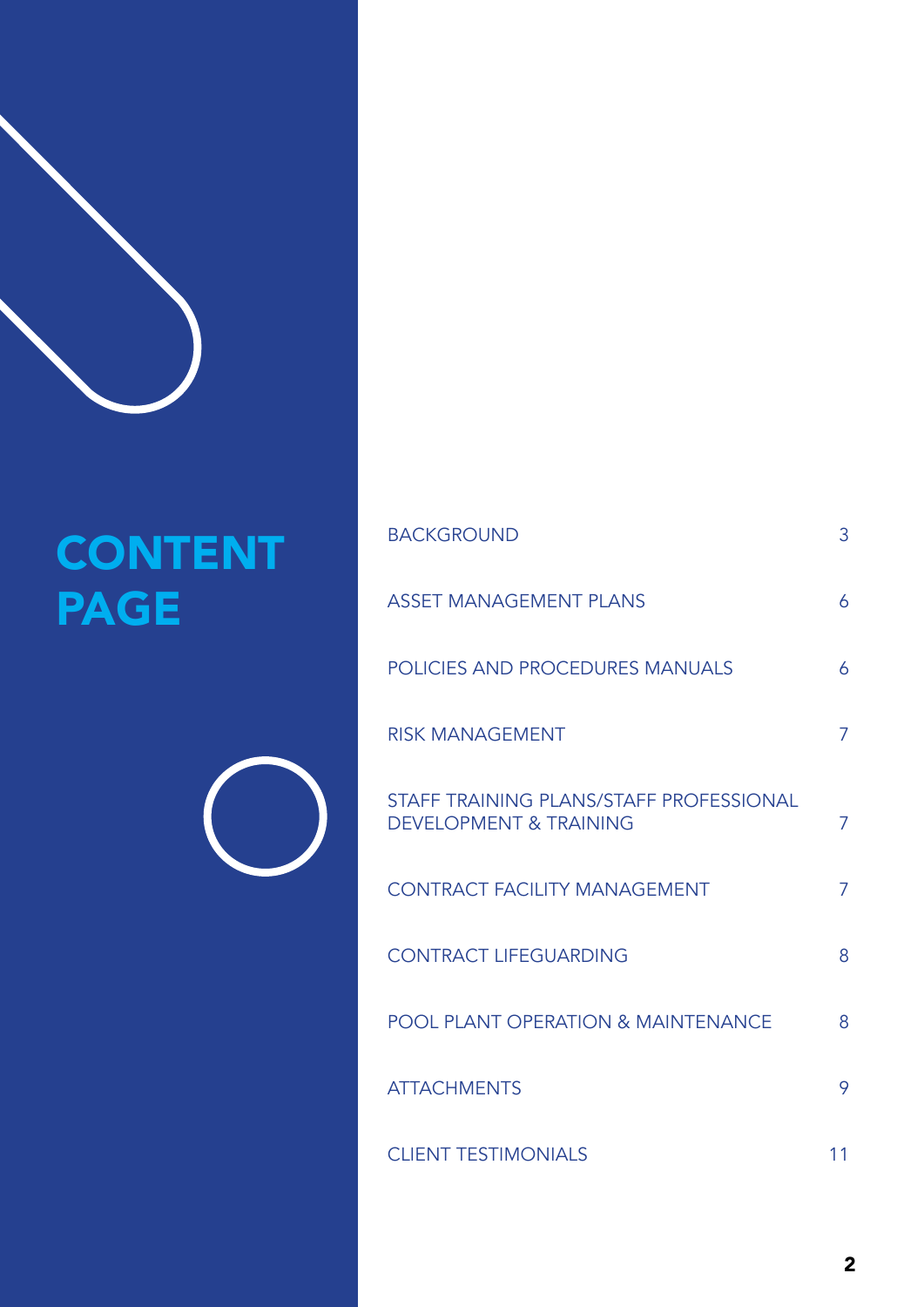# CONTENT PAGE

| | |
|---|---|
| BACKGROUND | 3 |
| ASSET MANAGEMENT PLANS | 6 |
| POLICIES AND PROCEDURES MANUALS | 6 |
| RISK MANAGEMENT | 7 |
| STAFF TRAINING PLANS/STAFF PROFESSIONAL DEVELOPMENT & TRAINING | 7 |
| CONTRACT FACILITY MANAGEMENT | 7 |
| CONTRACT LIFEGUARDING | 8 |
| POOL PLANT OPERATION & MAINTENANCE | 8 |
| ATTACHMENTS | 9 |
| CLIENT TESTIMONIALS | 11 |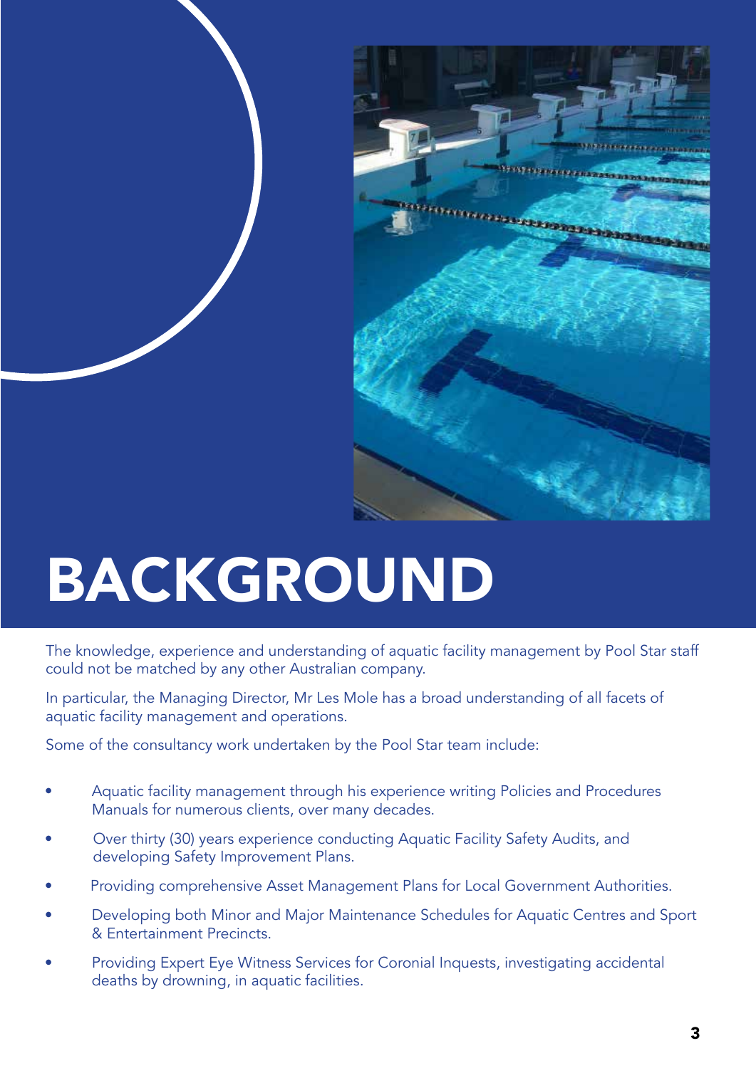# BACKGROUND

The knowledge, experience and understanding of aquatic facility management by Pool Star staff could not be matched by any other Australian company.

In particular, the Managing Director, Mr Les Mole has a broad understanding of all facets of aquatic facility management and operations.

Some of the consultancy work undertaken by the Pool Star team include:

- Aquatic facility management through his experience writing Policies and Procedures Manuals for numerous clients, over many decades.
- Over thirty (30) years experience conducting Aquatic Facility Safety Audits, and developing Safety Improvement Plans.
- Providing comprehensive Asset Management Plans for Local Government Authorities.
- Developing both Minor and Major Maintenance Schedules for Aquatic Centres and Sport & Entertainment Precincts.
- Providing Expert Eye Witness Services for Coronial Inquests, investigating accidental deaths by drowning, in aquatic facilities.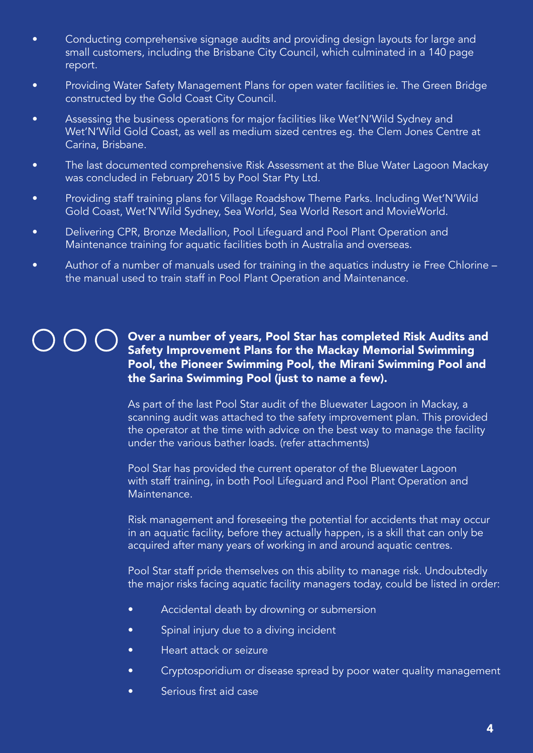- Conducting comprehensive signage audits and providing design layouts for large and small customers, including the Brisbane City Council, which culminated in a 140 page report.
- Providing Water Safety Management Plans for open water facilities ie. The Green Bridge constructed by the Gold Coast City Council.
- Assessing the business operations for major facilities like Wet'N'Wild Sydney and Wet'N'Wild Gold Coast, as well as medium sized centres eg. the Clem Jones Centre at Carina, Brisbane.
- The last documented comprehensive Risk Assessment at the Blue Water Lagoon Mackay was concluded in February 2015 by Pool Star Pty Ltd.
- Providing staff training plans for Village Roadshow Theme Parks. Including Wet'N'Wild Gold Coast, Wet'N'Wild Sydney, Sea World, Sea World Resort and MovieWorld.
- Delivering CPR, Bronze Medallion, Pool Lifeguard and Pool Plant Operation and Maintenance training for aquatic facilities both in Australia and overseas.
- Author of a number of manuals used for training in the aquatics industry ie Free Chlorine – the manual used to train staff in Pool Plant Operation and Maintenance.

**Over a number of years, Pool Star has completed Risk Audits and Safety Improvement Plans for the Mackay Memorial Swimming Pool, the Pioneer Swimming Pool, the Mirani Swimming Pool and the Sarina Swimming Pool (just to name a few).**

As part of the last Pool Star audit of the Bluewater Lagoon in Mackay, a scanning audit was attached to the safety improvement plan. This provided the operator at the time with advice on the best way to manage the facility under the various bather loads. (refer attachments)

Pool Star has provided the current operator of the Bluewater Lagoon with staff training, in both Pool Lifeguard and Pool Plant Operation and Maintenance.

Risk management and foreseeing the potential for accidents that may occur in an aquatic facility, before they actually happen, is a skill that can only be acquired after many years of working in and around aquatic centres.

Pool Star staff pride themselves on this ability to manage risk. Undoubtedly the major risks facing aquatic facility managers today, could be listed in order:

- Accidental death by drowning or submersion
- Spinal injury due to a diving incident
- Heart attack or seizure
- Cryptosporidium or disease spread by poor water quality management
- Serious first aid case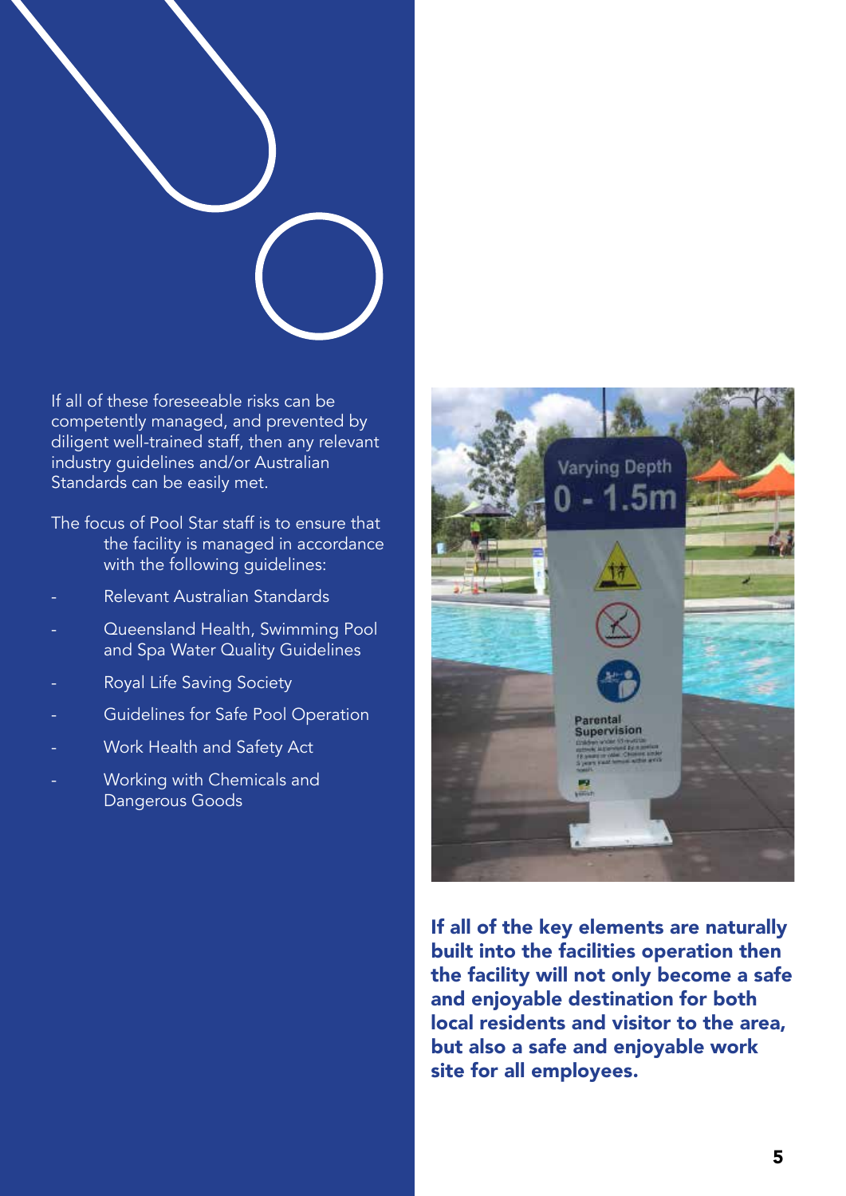If all of these foreseeable risks can be competently managed, and prevented by diligent well-trained staff, then any relevant industry guidelines and/or Australian Standards can be easily met.

The focus of Pool Star staff is to ensure that the facility is managed in accordance with the following guidelines:

- Relevant Australian Standards
- Queensland Health, Swimming Pool and Spa Water Quality Guidelines
- Royal Life Saving Society
- Guidelines for Safe Pool Operation
- Work Health and Safety Act
- Working with Chemicals and Dangerous Goods

**If all of the key elements are naturally built into the facilities operation then the facility will not only become a safe and enjoyable destination for both local residents and visitor to the area, but also a safe and enjoyable work site for all employees.**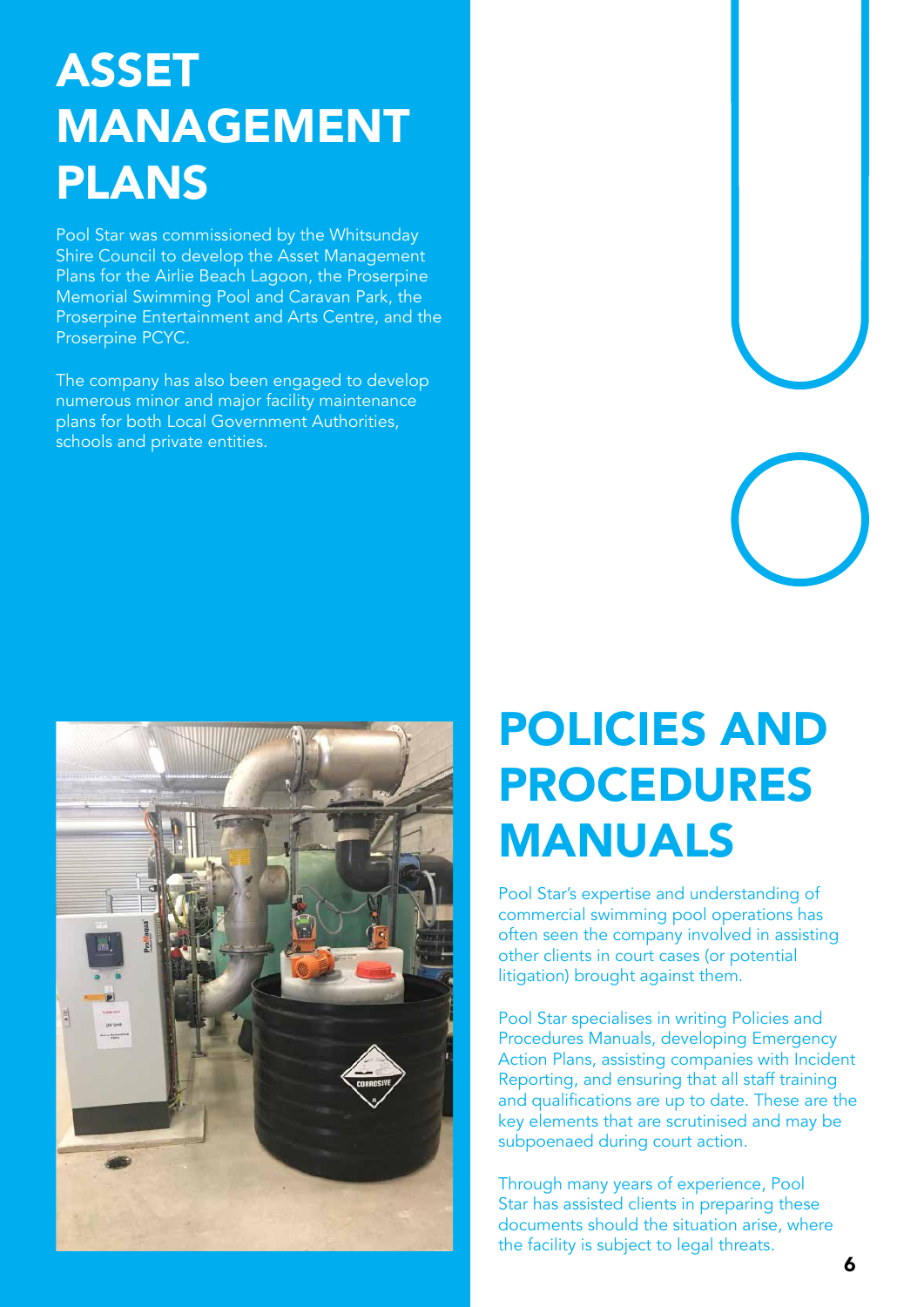# ASSET MANAGEMENT PLANS

Pool Star was commissioned by the Whitsunday Shire Council to develop the Asset Management Plans for the Airlie Beach Lagoon, the Proserpine Memorial Swimming Pool and Caravan Park, the Proserpine Entertainment and Arts Centre, and the Proserpine PCYC.

The company has also been engaged to develop numerous minor and major facility maintenance plans for both Local Government Authorities, schools and private entities.

# POLICIES AND PROCEDURES MANUALS

Pool Star's expertise and understanding of commercial swimming pool operations has often seen the company involved in assisting other clients in court cases (or potential litigation) brought against them.

Pool Star specialises in writing Policies and Procedures Manuals, developing Emergency Action Plans, assisting companies with Incident Reporting, and ensuring that all staff training and qualifications are up to date. These are the key elements that are scrutinised and may be subpoenaed during court action.

Through many years of experience, Pool Star has assisted clients in preparing these documents should the situation arise, where the facility is subject to legal threats.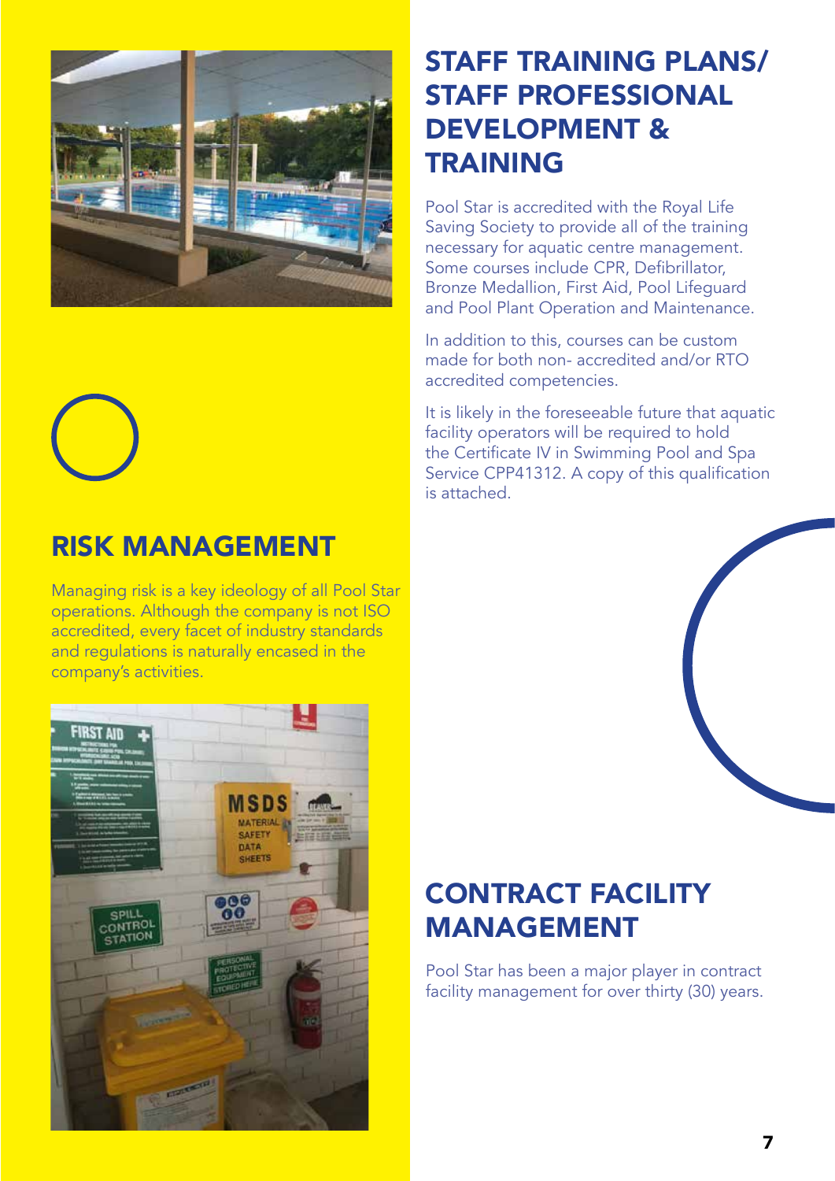## RISK MANAGEMENT

Managing risk is a key ideology of all Pool Star operations. Although the company is not ISO accredited, every facet of industry standards and regulations is naturally encased in the company's activities.

## STAFF TRAINING PLANS/ STAFF PROFESSIONAL DEVELOPMENT & TRAINING

Pool Star is accredited with the Royal Life Saving Society to provide all of the training necessary for aquatic centre management. Some courses include CPR, Defibrillator, Bronze Medallion, First Aid, Pool Lifeguard and Pool Plant Operation and Maintenance.

In addition to this, courses can be custom made for both non- accredited and/or RTO accredited competencies.

It is likely in the foreseeable future that aquatic facility operators will be required to hold the Certificate IV in Swimming Pool and Spa Service CPP41312. A copy of this qualification is attached.

## CONTRACT FACILITY MANAGEMENT

Pool Star has been a major player in contract facility management for over thirty (30) years.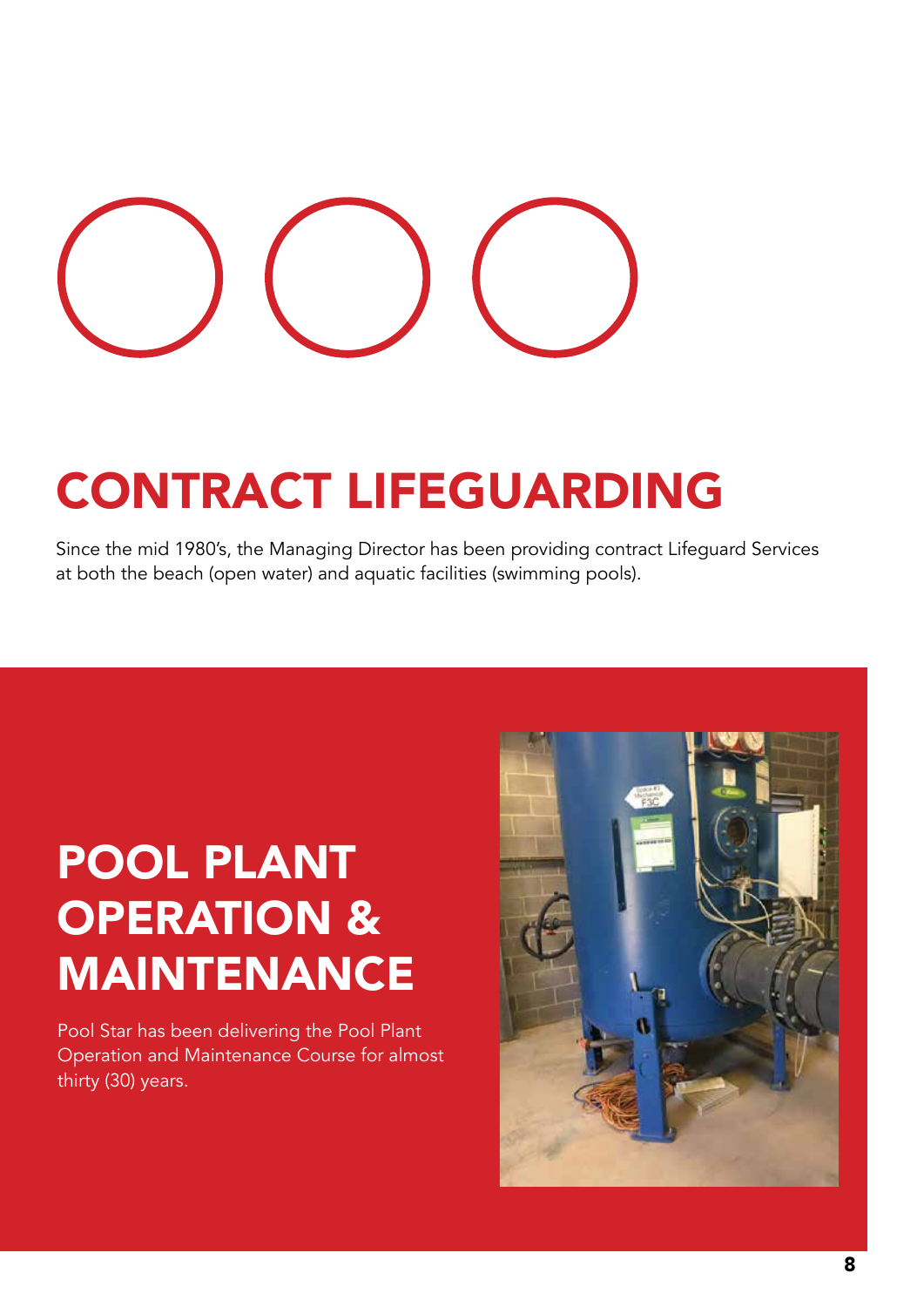# CONTRACT LIFEGUARDING

Since the mid 1980's, the Managing Director has been providing contract Lifeguard Services at both the beach (open water) and aquatic facilities (swimming pools).

# POOL PLANT OPERATION & MAINTENANCE

Pool Star has been delivering the Pool Plant Operation and Maintenance Course for almost thirty (30) years.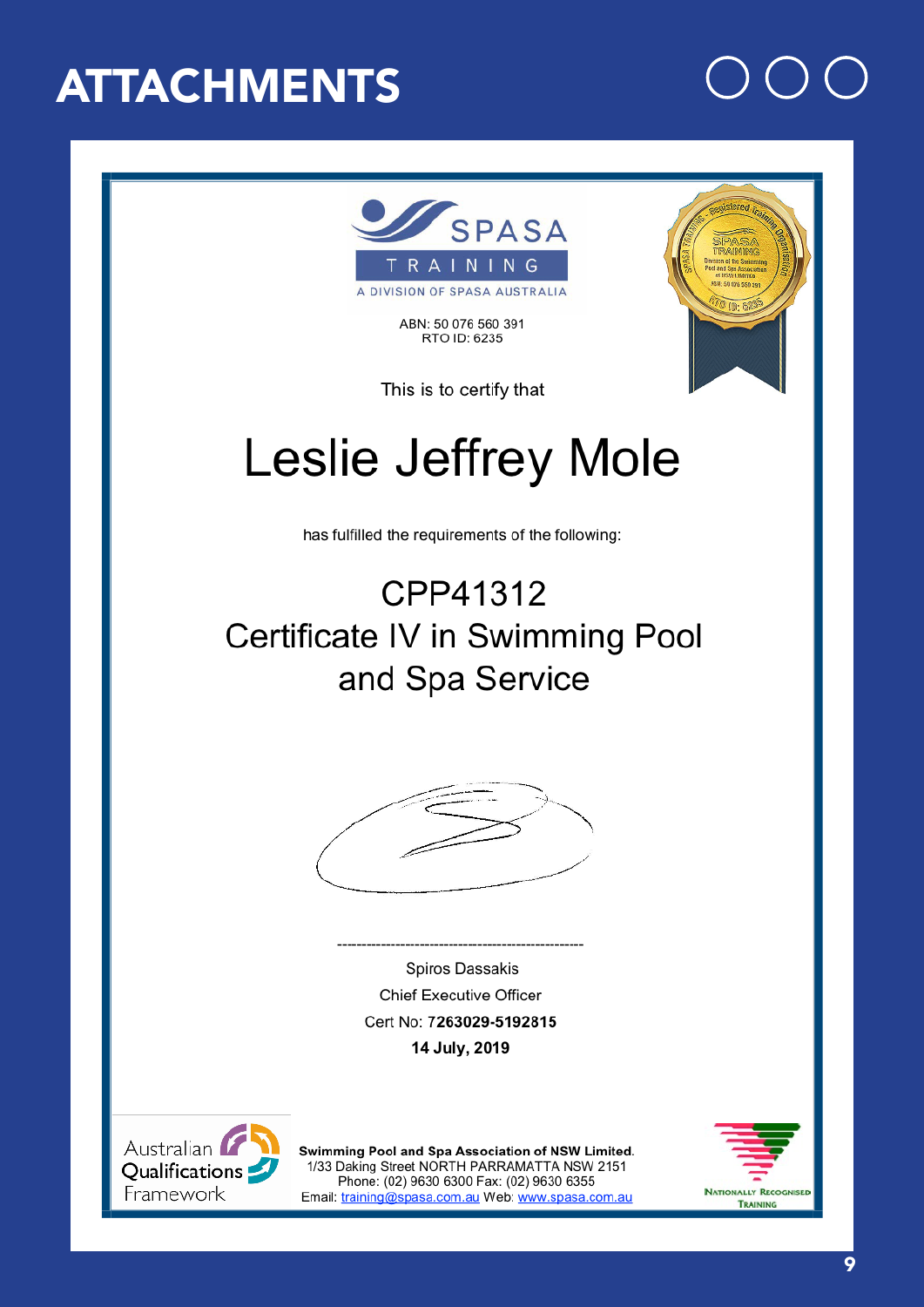# ATTACHMENTS

SPASA TRAINING
A DIVISION OF SPASA AUSTRALIA

ABN: 50 076 560 391
RTO ID: 6235

SPASA TRAINING – Registered Training Organisation
Division of the Swimming Pool and Spa Association of NSW LIMITED
ABN: 50 076 560 391
RTO ID: 6235

This is to certify that

## Leslie Jeffrey Mole

has fulfilled the requirements of the following:

## CPP41312
## Certificate IV in Swimming Pool and Spa Service

---------------------------------------------------

Spiros Dassakis
Chief Executive Officer
Cert No: **7263029-5192815**
**14 July, 2019**

Australian Qualifications Framework

**Swimming Pool and Spa Association of NSW Limited.**
1/33 Daking Street NORTH PARRAMATTA NSW 2151
Phone: (02) 9630 6300 Fax: (02) 9630 6355
Email: training@spasa.com.au Web: www.spasa.com.au

Nationally Recognised Training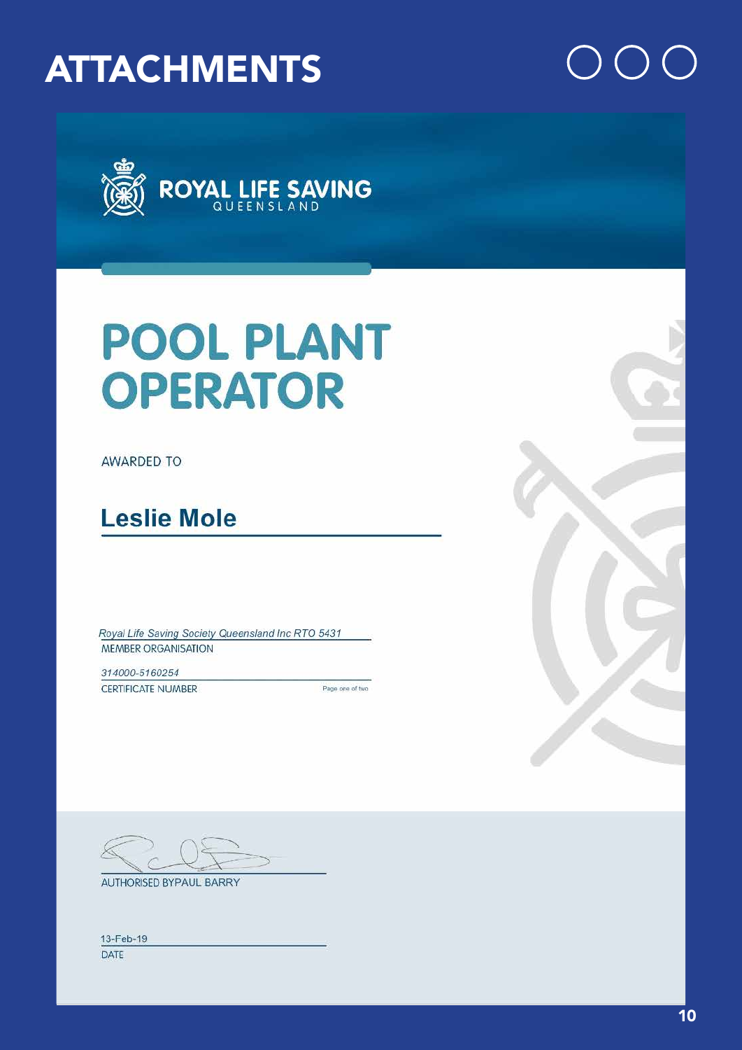# ATTACHMENTS

ROYAL LIFE SAVING
QUEENSLAND

## POOL PLANT OPERATOR

AWARDED TO

**Leslie Mole**

*Royal Life Saving Society Queensland Inc RTO 5431*
MEMBER ORGANISATION

*314000-5160254*
CERTIFICATE NUMBER

Page one of two

AUTHORISED BYPAUL BARRY

13-Feb-19
DATE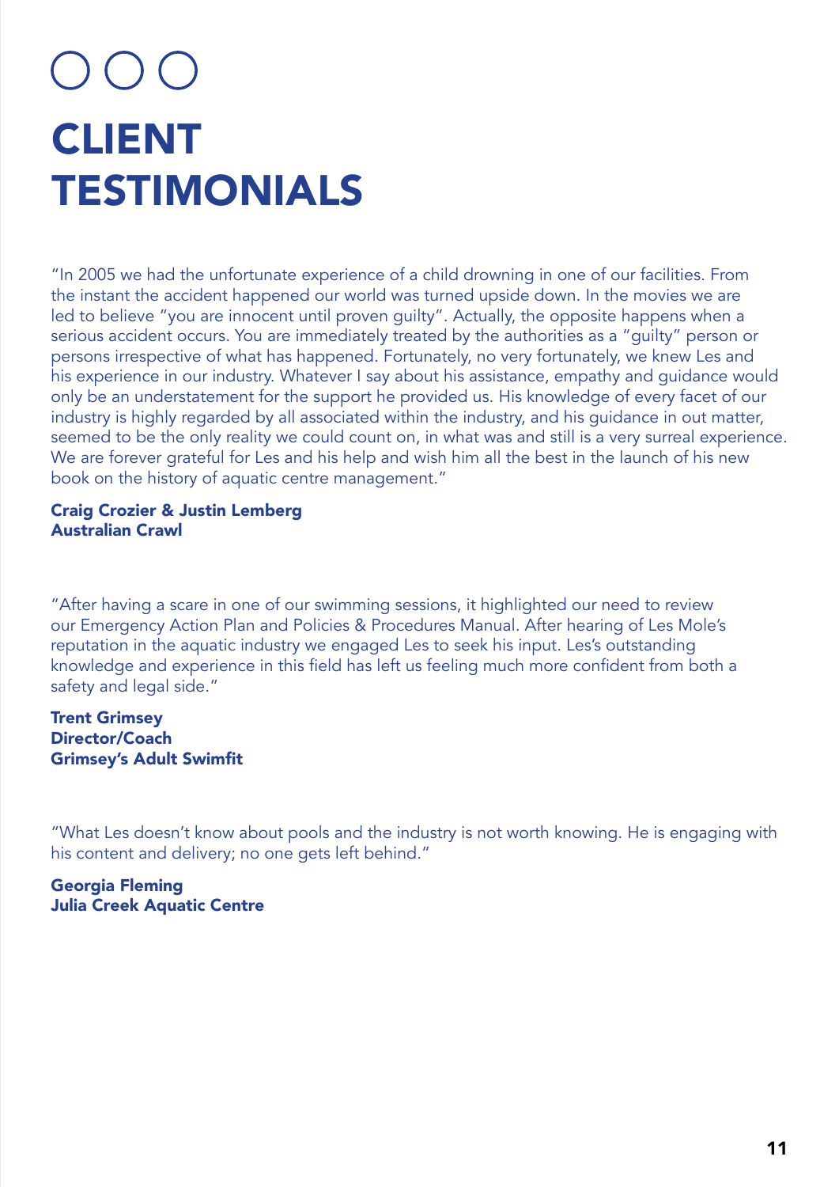# CLIENT TESTIMONIALS

"In 2005 we had the unfortunate experience of a child drowning in one of our facilities. From the instant the accident happened our world was turned upside down. In the movies we are led to believe "you are innocent until proven guilty". Actually, the opposite happens when a serious accident occurs. You are immediately treated by the authorities as a "guilty" person or persons irrespective of what has happened. Fortunately, no very fortunately, we knew Les and his experience in our industry. Whatever I say about his assistance, empathy and guidance would only be an understatement for the support he provided us. His knowledge of every facet of our industry is highly regarded by all associated within the industry, and his guidance in out matter, seemed to be the only reality we could count on, in what was and still is a very surreal experience. We are forever grateful for Les and his help and wish him all the best in the launch of his new book on the history of aquatic centre management."

**Craig Crozier & Justin Lemberg**
**Australian Crawl**

"After having a scare in one of our swimming sessions, it highlighted our need to review our Emergency Action Plan and Policies & Procedures Manual. After hearing of Les Mole's reputation in the aquatic industry we engaged Les to seek his input. Les's outstanding knowledge and experience in this field has left us feeling much more confident from both a safety and legal side."

**Trent Grimsey**
**Director/Coach**
**Grimsey's Adult Swimfit**

"What Les doesn't know about pools and the industry is not worth knowing. He is engaging with his content and delivery; no one gets left behind."

**Georgia Fleming**
**Julia Creek Aquatic Centre**